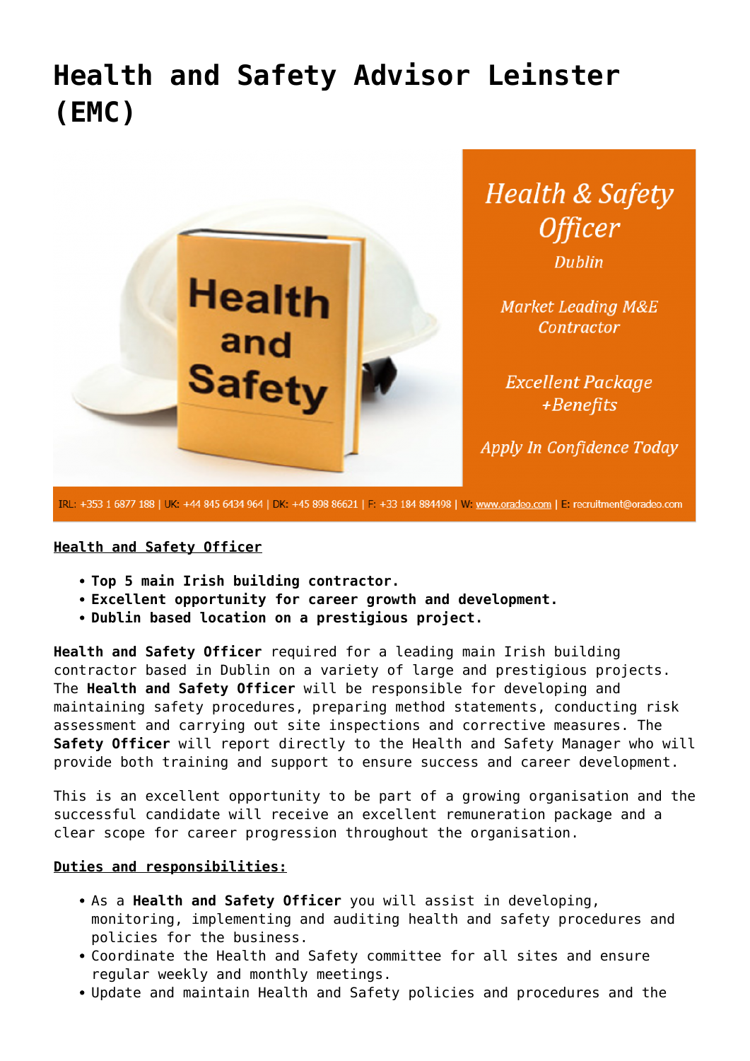# Health and Safety Advisor Leinster (EMC)

**Health and Safety Officer**

- **Top 5 main Irish building contractor.**
- **Excellent opportunity for career growth and development.**
- **Dublin based location on a prestigious project.**

**Health and Safety Officer** required for a leading main Irish building contractor based in Dublin on a variety of large and prestigious projects. The **Health and Safety Officer** will be responsible for developing and maintaining safety procedures, preparing method statements, conducting risk assessment and carrying out site inspections and corrective measures. The **Safety Officer** will report directly to the Health and Safety Manager who will provide both training and support to ensure success and career development.

This is an excellent opportunity to be part of a growing organisation and the successful candidate will receive an excellent remuneration package and a clear scope for career progression throughout the organisation.

**Duties and responsibilities:**

- As a **Health and Safety Officer** you will assist in developing, monitoring, implementing and auditing health and safety procedures and policies for the business.
- Coordinate the Health and Safety committee for all sites and ensure regular weekly and monthly meetings.
- Update and maintain Health and Safety policies and procedures and the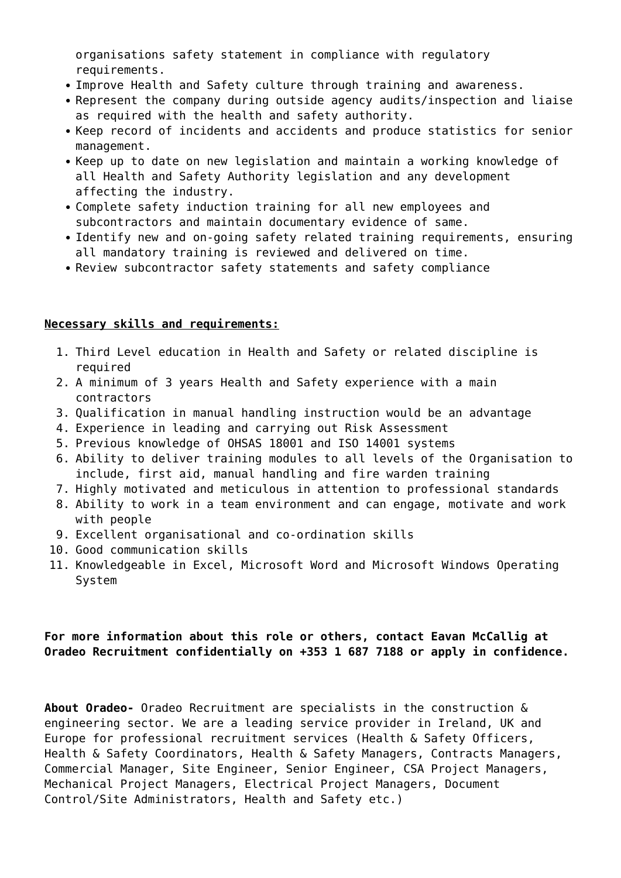organisations safety statement in compliance with regulatory requirements.
- Improve Health and Safety culture through training and awareness.
- Represent the company during outside agency audits/inspection and liaise as required with the health and safety authority.
- Keep record of incidents and accidents and produce statistics for senior management.
- Keep up to date on new legislation and maintain a working knowledge of all Health and Safety Authority legislation and any development affecting the industry.
- Complete safety induction training for all new employees and subcontractors and maintain documentary evidence of same.
- Identify new and on-going safety related training requirements, ensuring all mandatory training is reviewed and delivered on time.
- Review subcontractor safety statements and safety compliance

**Necessary skills and requirements:**

1. Third Level education in Health and Safety or related discipline is required
2. A minimum of 3 years Health and Safety experience with a main contractors
3. Qualification in manual handling instruction would be an advantage
4. Experience in leading and carrying out Risk Assessment
5. Previous knowledge of OHSAS 18001 and ISO 14001 systems
6. Ability to deliver training modules to all levels of the Organisation to include, first aid, manual handling and fire warden training
7. Highly motivated and meticulous in attention to professional standards
8. Ability to work in a team environment and can engage, motivate and work with people
9. Excellent organisational and co-ordination skills
10. Good communication skills
11. Knowledgeable in Excel, Microsoft Word and Microsoft Windows Operating System

**For more information about this role or others, contact Eavan McCallig at Oradeo Recruitment confidentially on +353 1 687 7188 or apply in confidence.**

**About Oradeo-** Oradeo Recruitment are specialists in the construction & engineering sector. We are a leading service provider in Ireland, UK and Europe for professional recruitment services (Health & Safety Officers, Health & Safety Coordinators, Health & Safety Managers, Contracts Managers, Commercial Manager, Site Engineer, Senior Engineer, CSA Project Managers, Mechanical Project Managers, Electrical Project Managers, Document Control/Site Administrators, Health and Safety etc.)